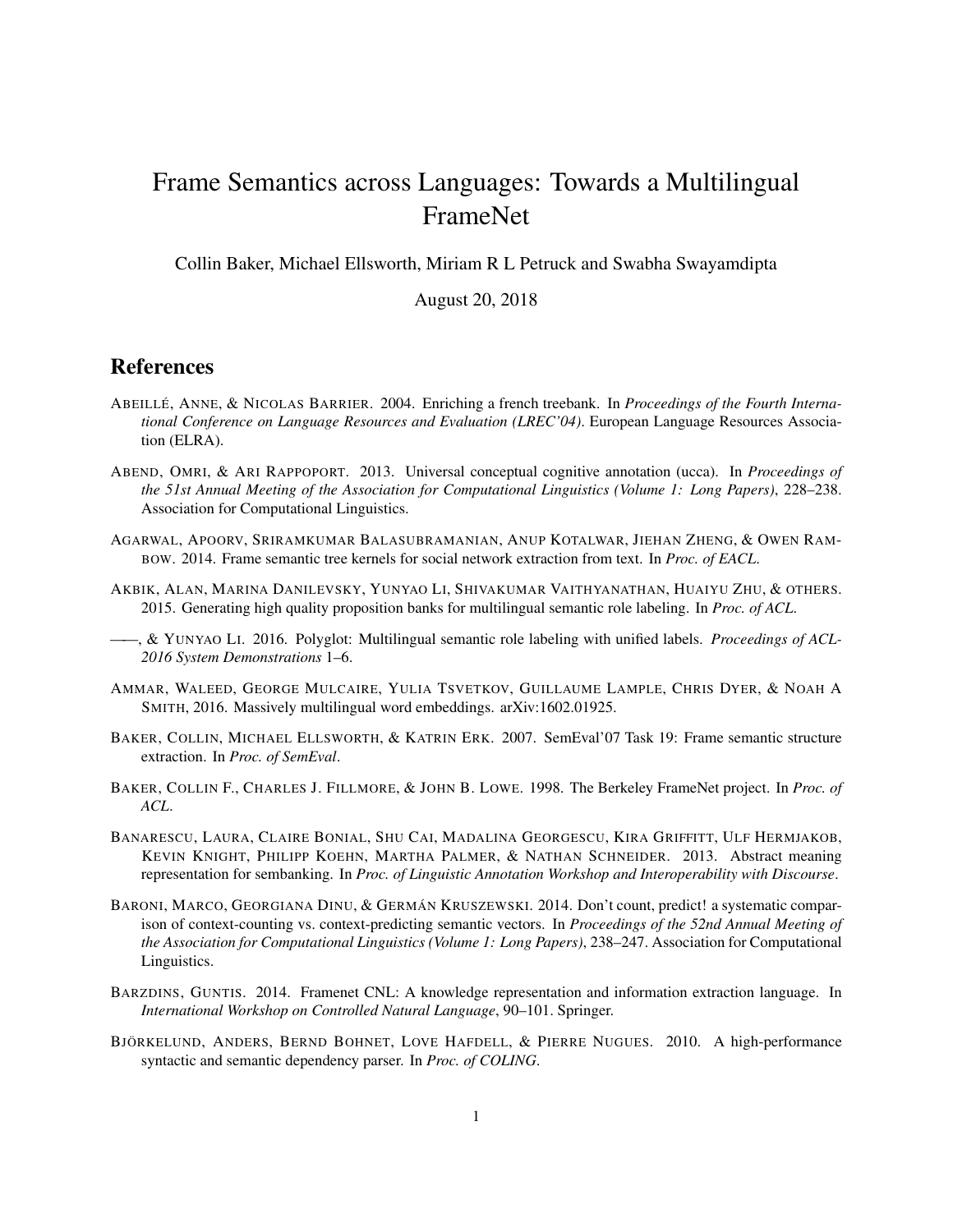# Frame Semantics across Languages: Towards a Multilingual FrameNet

Collin Baker, Michael Ellsworth, Miriam R L Petruck and Swabha Swayamdipta

August 20, 2018

## References

ABEILLÉ, ANNE, & NICOLAS BARRIER. 2004. Enriching a french treebank. In *Proceedings of the Fourth International Conference on Language Resources and Evaluation (LREC'04)*. European Language Resources Association (ELRA).

ABEND, OMRI, & ARI RAPPOPORT. 2013. Universal conceptual cognitive annotation (ucca). In *Proceedings of the 51st Annual Meeting of the Association for Computational Linguistics (Volume 1: Long Papers)*, 228–238. Association for Computational Linguistics.

AGARWAL, APOORV, SRIRAMKUMAR BALASUBRAMANIAN, ANUP KOTALWAR, JIEHAN ZHENG, & OWEN RAMBOW. 2014. Frame semantic tree kernels for social network extraction from text. In *Proc. of EACL*.

AKBIK, ALAN, MARINA DANILEVSKY, YUNYAO LI, SHIVAKUMAR VAITHYANATHAN, HUAIYU ZHU, & OTHERS. 2015. Generating high quality proposition banks for multilingual semantic role labeling. In *Proc. of ACL*.

——, & YUNYAO LI. 2016. Polyglot: Multilingual semantic role labeling with unified labels. *Proceedings of ACL-2016 System Demonstrations* 1–6.

AMMAR, WALEED, GEORGE MULCAIRE, YULIA TSVETKOV, GUILLAUME LAMPLE, CHRIS DYER, & NOAH A SMITH, 2016. Massively multilingual word embeddings. arXiv:1602.01925.

BAKER, COLLIN, MICHAEL ELLSWORTH, & KATRIN ERK. 2007. SemEval'07 Task 19: Frame semantic structure extraction. In *Proc. of SemEval*.

BAKER, COLLIN F., CHARLES J. FILLMORE, & JOHN B. LOWE. 1998. The Berkeley FrameNet project. In *Proc. of ACL*.

BANARESCU, LAURA, CLAIRE BONIAL, SHU CAI, MADALINA GEORGESCU, KIRA GRIFFITT, ULF HERMJAKOB, KEVIN KNIGHT, PHILIPP KOEHN, MARTHA PALMER, & NATHAN SCHNEIDER. 2013. Abstract meaning representation for sembanking. In *Proc. of Linguistic Annotation Workshop and Interoperability with Discourse*.

BARONI, MARCO, GEORGIANA DINU, & GERMÁN KRUSZEWSKI. 2014. Don't count, predict! a systematic comparison of context-counting vs. context-predicting semantic vectors. In *Proceedings of the 52nd Annual Meeting of the Association for Computational Linguistics (Volume 1: Long Papers)*, 238–247. Association for Computational Linguistics.

BARZDINS, GUNTIS. 2014. Framenet CNL: A knowledge representation and information extraction language. In *International Workshop on Controlled Natural Language*, 90–101. Springer.

BJÖRKELUND, ANDERS, BERND BOHNET, LOVE HAFDELL, & PIERRE NUGUES. 2010. A high-performance syntactic and semantic dependency parser. In *Proc. of COLING*.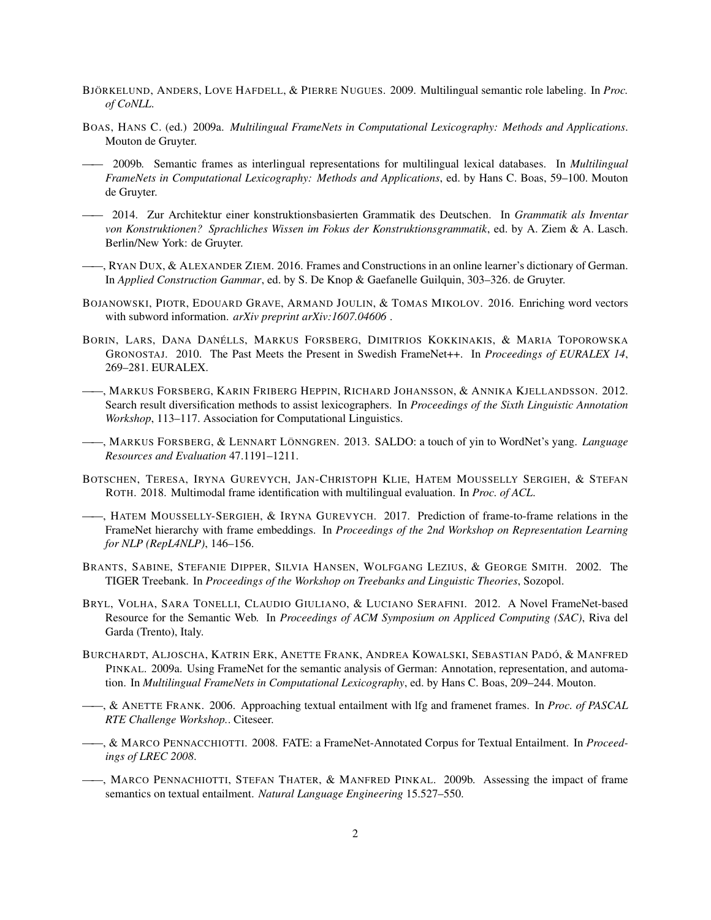BJÖRKELUND, ANDERS, LOVE HAFDELL, & PIERRE NUGUES. 2009. Multilingual semantic role labeling. In *Proc. of CoNLL*.

BOAS, HANS C. (ed.) 2009a. *Multilingual FrameNets in Computational Lexicography: Methods and Applications*. Mouton de Gruyter.

—— 2009b. Semantic frames as interlingual representations for multilingual lexical databases. In *Multilingual FrameNets in Computational Lexicography: Methods and Applications*, ed. by Hans C. Boas, 59–100. Mouton de Gruyter.

—— 2014. Zur Architektur einer konstruktionsbasierten Grammatik des Deutschen. In *Grammatik als Inventar von Konstruktionen? Sprachliches Wissen im Fokus der Konstruktionsgrammatik*, ed. by A. Ziem & A. Lasch. Berlin/New York: de Gruyter.

——, RYAN DUX, & ALEXANDER ZIEM. 2016. Frames and Constructions in an online learner's dictionary of German. In *Applied Construction Gammar*, ed. by S. De Knop & Gaefanelle Guilquin, 303–326. de Gruyter.

BOJANOWSKI, PIOTR, EDOUARD GRAVE, ARMAND JOULIN, & TOMAS MIKOLOV. 2016. Enriching word vectors with subword information. *arXiv preprint arXiv:1607.04606* .

BORIN, LARS, DANA DANÉLLS, MARKUS FORSBERG, DIMITRIOS KOKKINAKIS, & MARIA TOPOROWSKA GRONOSTAJ. 2010. The Past Meets the Present in Swedish FrameNet++. In *Proceedings of EURALEX 14*, 269–281. EURALEX.

——, MARKUS FORSBERG, KARIN FRIBERG HEPPIN, RICHARD JOHANSSON, & ANNIKA KJELLANDSSON. 2012. Search result diversification methods to assist lexicographers. In *Proceedings of the Sixth Linguistic Annotation Workshop*, 113–117. Association for Computational Linguistics.

——, MARKUS FORSBERG, & LENNART LÖNNGREN. 2013. SALDO: a touch of yin to WordNet's yang. *Language Resources and Evaluation* 47.1191–1211.

BOTSCHEN, TERESA, IRYNA GUREVYCH, JAN-CHRISTOPH KLIE, HATEM MOUSSELLY SERGIEH, & STEFAN ROTH. 2018. Multimodal frame identification with multilingual evaluation. In *Proc. of ACL*.

——, HATEM MOUSSELLY-SERGIEH, & IRYNA GUREVYCH. 2017. Prediction of frame-to-frame relations in the FrameNet hierarchy with frame embeddings. In *Proceedings of the 2nd Workshop on Representation Learning for NLP (RepL4NLP)*, 146–156.

BRANTS, SABINE, STEFANIE DIPPER, SILVIA HANSEN, WOLFGANG LEZIUS, & GEORGE SMITH. 2002. The TIGER Treebank. In *Proceedings of the Workshop on Treebanks and Linguistic Theories*, Sozopol.

BRYL, VOLHA, SARA TONELLI, CLAUDIO GIULIANO, & LUCIANO SERAFINI. 2012. A Novel FrameNet-based Resource for the Semantic Web. In *Proceedings of ACM Symposium on Appliced Computing (SAC)*, Riva del Garda (Trento), Italy.

BURCHARDT, ALJOSCHA, KATRIN ERK, ANETTE FRANK, ANDREA KOWALSKI, SEBASTIAN PADÓ, & MANFRED PINKAL. 2009a. Using FrameNet for the semantic analysis of German: Annotation, representation, and automation. In *Multilingual FrameNets in Computational Lexicography*, ed. by Hans C. Boas, 209–244. Mouton.

——, & ANETTE FRANK. 2006. Approaching textual entailment with lfg and framenet frames. In *Proc. of PASCAL RTE Challenge Workshop.*. Citeseer.

——, & MARCO PENNACCHIOTTI. 2008. FATE: a FrameNet-Annotated Corpus for Textual Entailment. In *Proceedings of LREC 2008*.

——, MARCO PENNACHIOTTI, STEFAN THATER, & MANFRED PINKAL. 2009b. Assessing the impact of frame semantics on textual entailment. *Natural Language Engineering* 15.527–550.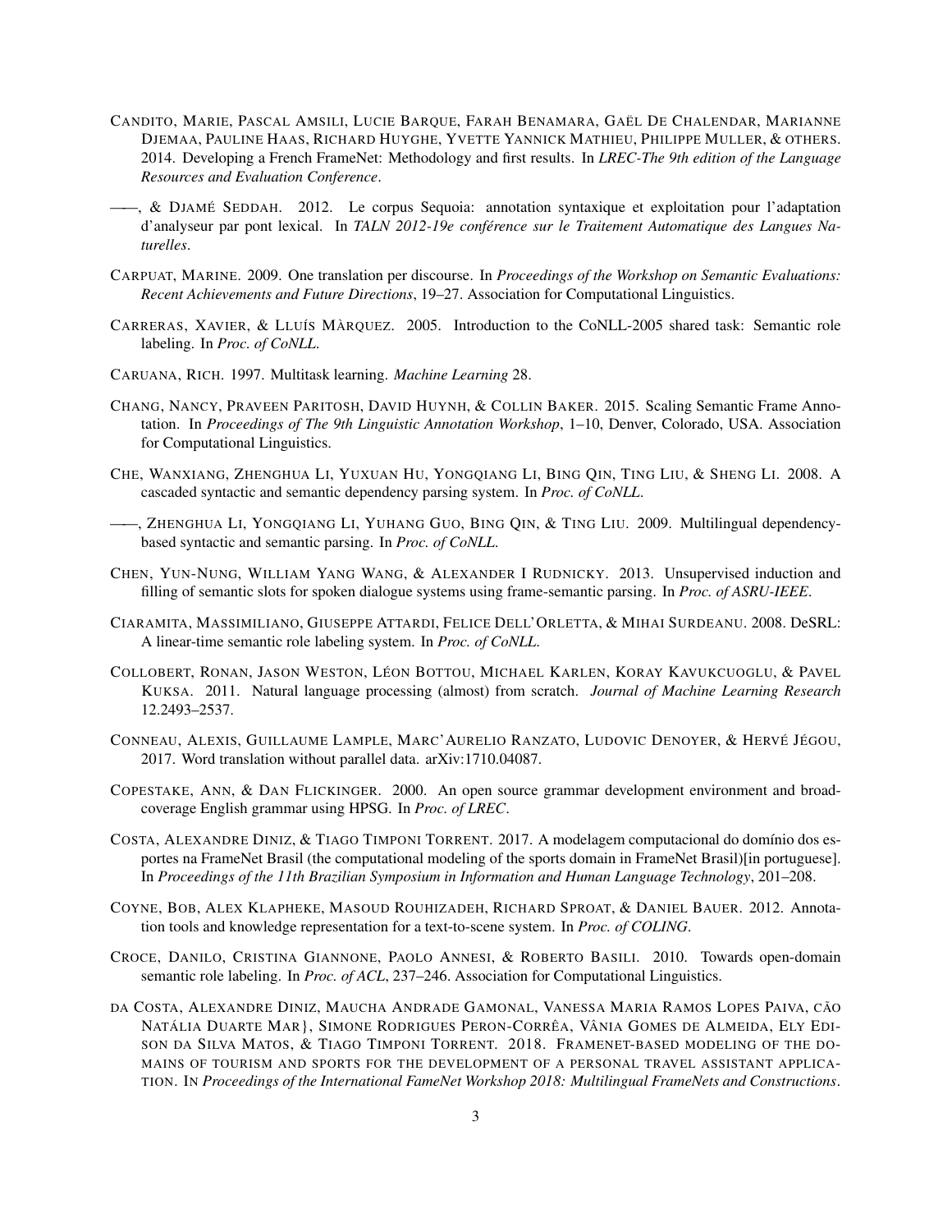CANDITO, MARIE, PASCAL AMSILI, LUCIE BARQUE, FARAH BENAMARA, GAËL DE CHALENDAR, MARIANNE DJEMAA, PAULINE HAAS, RICHARD HUYGHE, YVETTE YANNICK MATHIEU, PHILIPPE MULLER, & OTHERS. 2014. Developing a French FrameNet: Methodology and first results. In *LREC-The 9th edition of the Language Resources and Evaluation Conference*.

——, & DJAMÉ SEDDAH. 2012. Le corpus Sequoia: annotation syntaxique et exploitation pour l'adaptation d'analyseur par pont lexical. In *TALN 2012-19e conférence sur le Traitement Automatique des Langues Naturelles*.

CARPUAT, MARINE. 2009. One translation per discourse. In *Proceedings of the Workshop on Semantic Evaluations: Recent Achievements and Future Directions*, 19–27. Association for Computational Linguistics.

CARRERAS, XAVIER, & LLUÍS MÀRQUEZ. 2005. Introduction to the CoNLL-2005 shared task: Semantic role labeling. In *Proc. of CoNLL*.

CARUANA, RICH. 1997. Multitask learning. *Machine Learning* 28.

CHANG, NANCY, PRAVEEN PARITOSH, DAVID HUYNH, & COLLIN BAKER. 2015. Scaling Semantic Frame Annotation. In *Proceedings of The 9th Linguistic Annotation Workshop*, 1–10, Denver, Colorado, USA. Association for Computational Linguistics.

CHE, WANXIANG, ZHENGHUA LI, YUXUAN HU, YONGQIANG LI, BING QIN, TING LIU, & SHENG LI. 2008. A cascaded syntactic and semantic dependency parsing system. In *Proc. of CoNLL*.

——, ZHENGHUA LI, YONGQIANG LI, YUHANG GUO, BING QIN, & TING LIU. 2009. Multilingual dependency-based syntactic and semantic parsing. In *Proc. of CoNLL*.

CHEN, YUN-NUNG, WILLIAM YANG WANG, & ALEXANDER I RUDNICKY. 2013. Unsupervised induction and filling of semantic slots for spoken dialogue systems using frame-semantic parsing. In *Proc. of ASRU-IEEE*.

CIARAMITA, MASSIMILIANO, GIUSEPPE ATTARDI, FELICE DELL'ORLETTA, & MIHAI SURDEANU. 2008. DeSRL: A linear-time semantic role labeling system. In *Proc. of CoNLL*.

COLLOBERT, RONAN, JASON WESTON, LÉON BOTTOU, MICHAEL KARLEN, KORAY KAVUKCUOGLU, & PAVEL KUKSA. 2011. Natural language processing (almost) from scratch. *Journal of Machine Learning Research* 12.2493–2537.

CONNEAU, ALEXIS, GUILLAUME LAMPLE, MARC'AURELIO RANZATO, LUDOVIC DENOYER, & HERVÉ JÉGOU, 2017. Word translation without parallel data. arXiv:1710.04087.

COPESTAKE, ANN, & DAN FLICKINGER. 2000. An open source grammar development environment and broad-coverage English grammar using HPSG. In *Proc. of LREC*.

COSTA, ALEXANDRE DINIZ, & TIAGO TIMPONI TORRENT. 2017. A modelagem computacional do domínio dos esportes na FrameNet Brasil (the computational modeling of the sports domain in FrameNet Brasil)[in portuguese]. In *Proceedings of the 11th Brazilian Symposium in Information and Human Language Technology*, 201–208.

COYNE, BOB, ALEX KLAPHEKE, MASOUD ROUHIZADEH, RICHARD SPROAT, & DANIEL BAUER. 2012. Annotation tools and knowledge representation for a text-to-scene system. In *Proc. of COLING*.

CROCE, DANILO, CRISTINA GIANNONE, PAOLO ANNESI, & ROBERTO BASILI. 2010. Towards open-domain semantic role labeling. In *Proc. of ACL*, 237–246. Association for Computational Linguistics.

DA COSTA, ALEXANDRE DINIZ, MAUCHA ANDRADE GAMONAL, VANESSA MARIA RAMOS LOPES PAIVA, CÃO NATÁLIA DUARTE MAR}, SIMONE RODRIGUES PERON-CORRÊA, VÂNIA GOMES DE ALMEIDA, ELY EDISON DA SILVA MATOS, & TIAGO TIMPONI TORRENT. 2018. FRAMENET-BASED MODELING OF THE DOMAINS OF TOURISM AND SPORTS FOR THE DEVELOPMENT OF A PERSONAL TRAVEL ASSISTANT APPLICATION. IN *Proceedings of the International FameNet Workshop 2018: Multilingual FrameNets and Constructions*.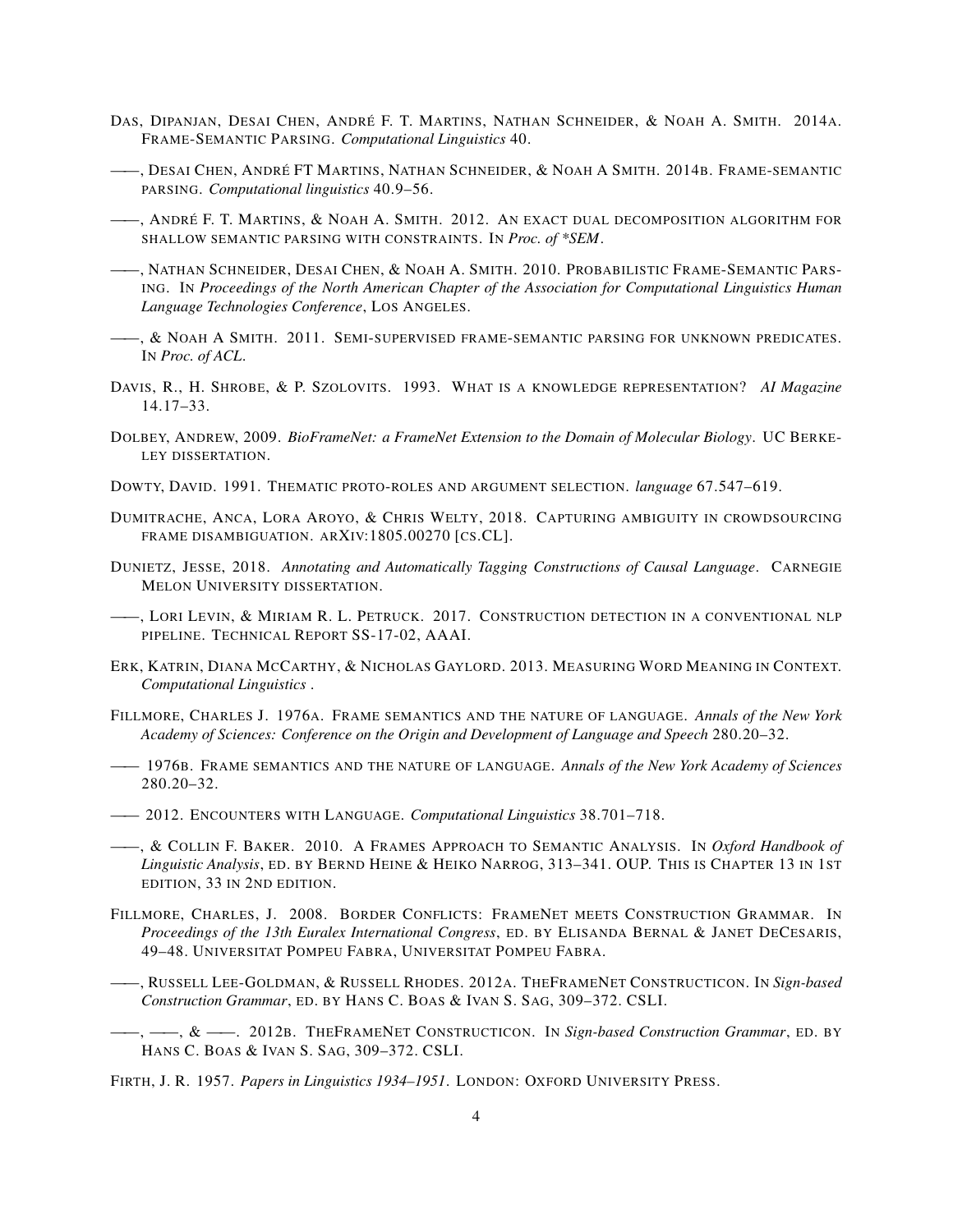DAS, DIPANJAN, DESAI CHEN, ANDRÉ F. T. MARTINS, NATHAN SCHNEIDER, & NOAH A. SMITH. 2014A. FRAME-SEMANTIC PARSING. *Computational Linguistics* 40.

——, DESAI CHEN, ANDRÉ FT MARTINS, NATHAN SCHNEIDER, & NOAH A SMITH. 2014B. FRAME-SEMANTIC PARSING. *Computational linguistics* 40.9–56.

——, ANDRÉ F. T. MARTINS, & NOAH A. SMITH. 2012. AN EXACT DUAL DECOMPOSITION ALGORITHM FOR SHALLOW SEMANTIC PARSING WITH CONSTRAINTS. IN *Proc. of *SEM*.

——, NATHAN SCHNEIDER, DESAI CHEN, & NOAH A. SMITH. 2010. PROBABILISTIC FRAME-SEMANTIC PARSING. IN *Proceedings of the North American Chapter of the Association for Computational Linguistics Human Language Technologies Conference*, LOS ANGELES.

——, & NOAH A SMITH. 2011. SEMI-SUPERVISED FRAME-SEMANTIC PARSING FOR UNKNOWN PREDICATES. IN *Proc. of ACL*.

DAVIS, R., H. SHROBE, & P. SZOLOVITS. 1993. WHAT IS A KNOWLEDGE REPRESENTATION? *AI Magazine* 14.17–33.

DOLBEY, ANDREW, 2009. *BioFrameNet: a FrameNet Extension to the Domain of Molecular Biology*. UC BERKELEY DISSERTATION.

DOWTY, DAVID. 1991. THEMATIC PROTO-ROLES AND ARGUMENT SELECTION. *language* 67.547–619.

DUMITRACHE, ANCA, LORA AROYO, & CHRIS WELTY, 2018. CAPTURING AMBIGUITY IN CROWDSOURCING FRAME DISAMBIGUATION. ARXIV:1805.00270 [CS.CL].

DUNIETZ, JESSE, 2018. *Annotating and Automatically Tagging Constructions of Causal Language*. CARNEGIE MELON UNIVERSITY DISSERTATION.

——, LORI LEVIN, & MIRIAM R. L. PETRUCK. 2017. CONSTRUCTION DETECTION IN A CONVENTIONAL NLP PIPELINE. TECHNICAL REPORT SS-17-02, AAAI.

ERK, KATRIN, DIANA MCCARTHY, & NICHOLAS GAYLORD. 2013. MEASURING WORD MEANING IN CONTEXT. *Computational Linguistics* .

FILLMORE, CHARLES J. 1976A. FRAME SEMANTICS AND THE NATURE OF LANGUAGE. *Annals of the New York Academy of Sciences: Conference on the Origin and Development of Language and Speech* 280.20–32.

—— 1976B. FRAME SEMANTICS AND THE NATURE OF LANGUAGE. *Annals of the New York Academy of Sciences* 280.20–32.

—— 2012. ENCOUNTERS WITH LANGUAGE. *Computational Linguistics* 38.701–718.

——, & COLLIN F. BAKER. 2010. A FRAMES APPROACH TO SEMANTIC ANALYSIS. IN *Oxford Handbook of Linguistic Analysis*, ED. BY BERND HEINE & HEIKO NARROG, 313–341. OUP. THIS IS CHAPTER 13 IN 1ST EDITION, 33 IN 2ND EDITION.

FILLMORE, CHARLES, J. 2008. BORDER CONFLICTS: FRAMENET MEETS CONSTRUCTION GRAMMAR. IN *Proceedings of the 13th Euralex International Congress*, ED. BY ELISANDA BERNAL & JANET DECESARIS, 49–48. UNIVERSITAT POMPEU FABRA, UNIVERSITAT POMPEU FABRA.

——, RUSSELL LEE-GOLDMAN, & RUSSELL RHODES. 2012A. THEFRAMENET CONSTRUCTICON. IN *Sign-based Construction Grammar*, ED. BY HANS C. BOAS & IVAN S. SAG, 309–372. CSLI.

——, ——, & ——. 2012B. THEFRAMENET CONSTRUCTICON. IN *Sign-based Construction Grammar*, ED. BY HANS C. BOAS & IVAN S. SAG, 309–372. CSLI.

FIRTH, J. R. 1957. *Papers in Linguistics 1934–1951*. LONDON: OXFORD UNIVERSITY PRESS.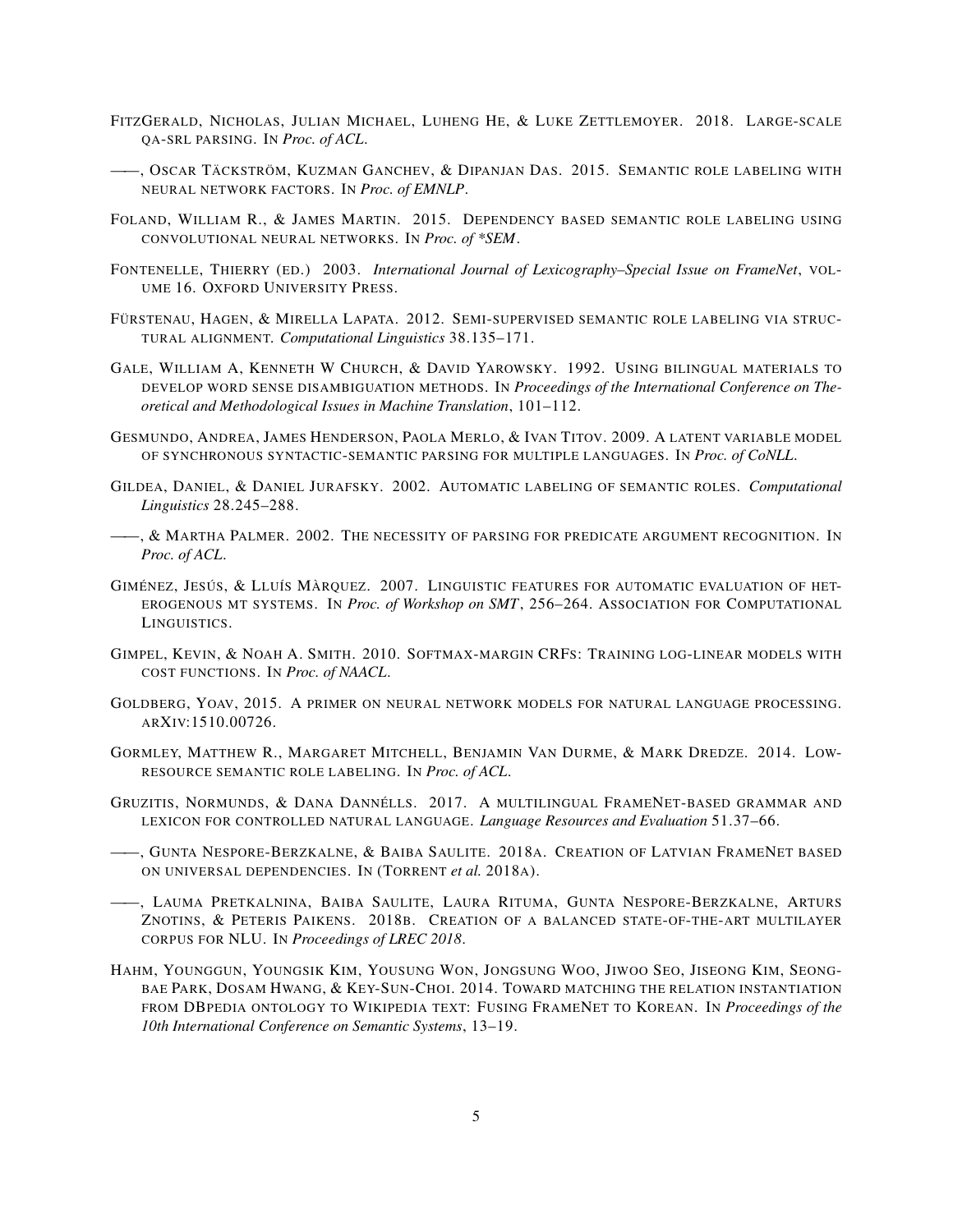FitzGerald, Nicholas, Julian Michael, Luheng He, & Luke Zettlemoyer. 2018. Large-scale qa-srl parsing. In *Proc. of ACL*.

——, Oscar Täckström, Kuzman Ganchev, & Dipanjan Das. 2015. Semantic role labeling with neural network factors. In *Proc. of EMNLP*.

Foland, William R., & James Martin. 2015. Dependency based semantic role labeling using convolutional neural networks. In *Proc. of \*SEM*.

Fontenelle, Thierry (ed.) 2003. *International Journal of Lexicography–Special Issue on FrameNet*, volume 16. Oxford University Press.

Fürstenau, Hagen, & Mirella Lapata. 2012. Semi-supervised semantic role labeling via structural alignment. *Computational Linguistics* 38.135–171.

Gale, William A, Kenneth W Church, & David Yarowsky. 1992. Using bilingual materials to develop word sense disambiguation methods. In *Proceedings of the International Conference on Theoretical and Methodological Issues in Machine Translation*, 101–112.

Gesmundo, Andrea, James Henderson, Paola Merlo, & Ivan Titov. 2009. A latent variable model of synchronous syntactic-semantic parsing for multiple languages. In *Proc. of CoNLL*.

Gildea, Daniel, & Daniel Jurafsky. 2002. Automatic labeling of semantic roles. *Computational Linguistics* 28.245–288.

——, & Martha Palmer. 2002. The necessity of parsing for predicate argument recognition. In *Proc. of ACL*.

Giménez, Jesús, & Lluís Màrquez. 2007. Linguistic features for automatic evaluation of heterogenous MT systems. In *Proc. of Workshop on SMT*, 256–264. Association for Computational Linguistics.

Gimpel, Kevin, & Noah A. Smith. 2010. Softmax-margin CRFs: Training log-linear models with cost functions. In *Proc. of NAACL*.

Goldberg, Yoav, 2015. A primer on neural network models for natural language processing. arXiv:1510.00726.

Gormley, Matthew R., Margaret Mitchell, Benjamin Van Durme, & Mark Dredze. 2014. Low-resource semantic role labeling. In *Proc. of ACL*.

Gruzitis, Normunds, & Dana Dannélls. 2017. A multilingual FrameNet-based grammar and lexicon for controlled natural language. *Language Resources and Evaluation* 51.37–66.

——, Gunta Nespore-Berzkalne, & Baiba Saulite. 2018a. Creation of Latvian FrameNet based on universal dependencies. In (Torrent *et al.* 2018a).

——, Lauma Pretkalnina, Baiba Saulite, Laura Rituma, Gunta Nespore-Berzkalne, Arturs Znotins, & Peteris Paikens. 2018b. Creation of a balanced state-of-the-art multilayer corpus for NLU. In *Proceedings of LREC 2018*.

Hahm, Younggun, Youngsik Kim, Yousung Won, Jongsung Woo, Jiwoo Seo, Jiseong Kim, Seongbae Park, Dosam Hwang, & Key-Sun-Choi. 2014. Toward matching the relation instantiation from DBpedia ontology to Wikipedia text: Fusing FrameNet to Korean. In *Proceedings of the 10th International Conference on Semantic Systems*, 13–19.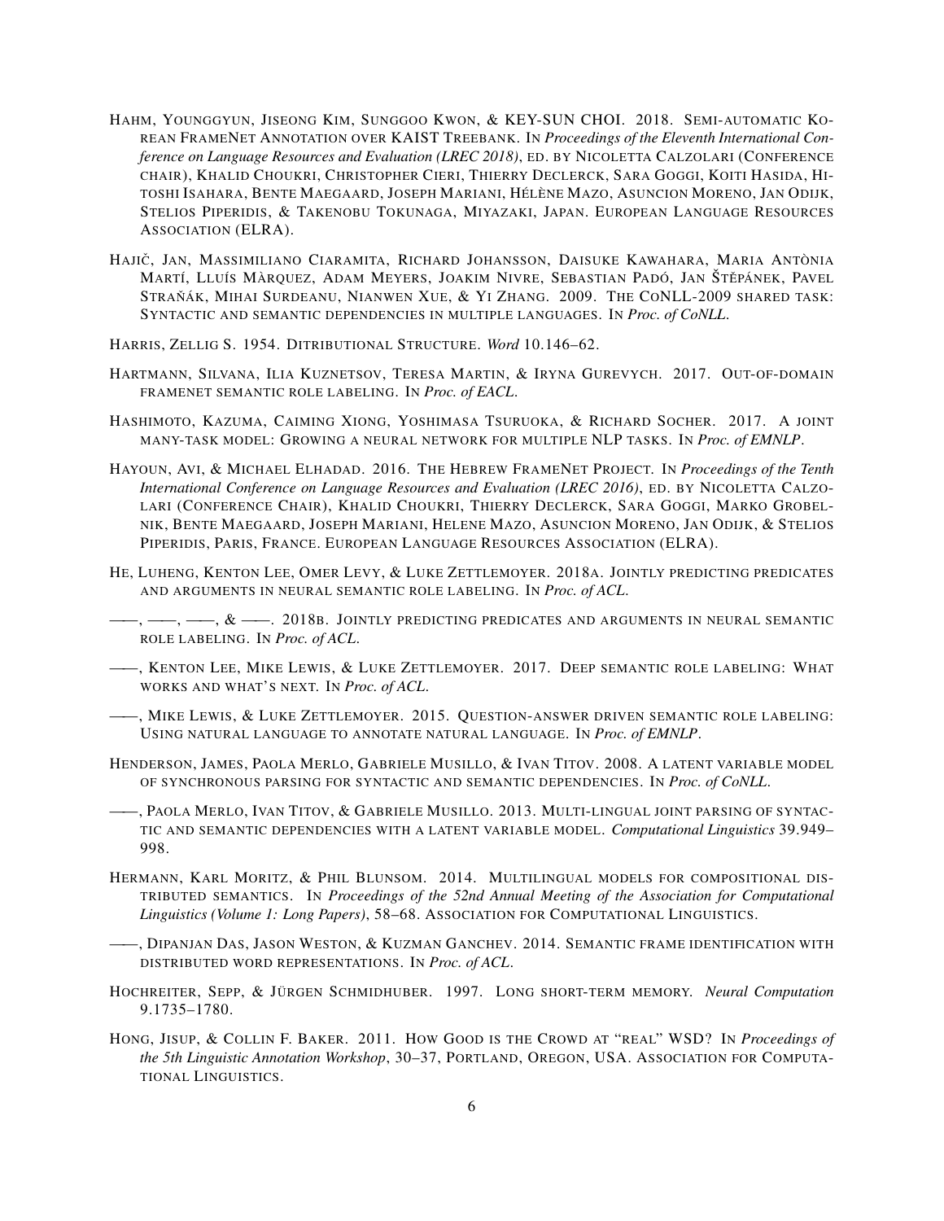Hahm, Younggyun, Jiseong Kim, Sunggoo Kwon, & KEY-SUN CHOI. 2018. Semi-automatic Korean FrameNet Annotation over KAIST Treebank. In *Proceedings of the Eleventh International Conference on Language Resources and Evaluation (LREC 2018)*, ed. by Nicoletta Calzolari (Conference chair), Khalid Choukri, Christopher Cieri, Thierry Declerck, Sara Goggi, Koiti Hasida, Hitoshi Isahara, Bente Maegaard, Joseph Mariani, Hélène Mazo, Asuncion Moreno, Jan Odijk, Stelios Piperidis, & Takenobu Tokunaga, Miyazaki, Japan. European Language Resources Association (ELRA).

Hajič, Jan, Massimiliano Ciaramita, Richard Johansson, Daisuke Kawahara, Maria Antònia Martí, Lluís Màrquez, Adam Meyers, Joakim Nivre, Sebastian Padó, Jan Štěpánek, Pavel Straňák, Mihai Surdeanu, Nianwen Xue, & Yi Zhang. 2009. The CoNLL-2009 shared task: Syntactic and semantic dependencies in multiple languages. In *Proc. of CoNLL*.

Harris, Zellig S. 1954. Ditributional Structure. *Word* 10.146–62.

Hartmann, Silvana, Ilia Kuznetsov, Teresa Martin, & Iryna Gurevych. 2017. Out-of-domain framenet semantic role labeling. In *Proc. of EACL*.

Hashimoto, Kazuma, Caiming Xiong, Yoshimasa Tsuruoka, & Richard Socher. 2017. A joint many-task model: Growing a neural network for multiple NLP tasks. In *Proc. of EMNLP*.

Hayoun, Avi, & Michael Elhadad. 2016. The Hebrew FrameNet Project. In *Proceedings of the Tenth International Conference on Language Resources and Evaluation (LREC 2016)*, ed. by Nicoletta Calzolari (Conference Chair), Khalid Choukri, Thierry Declerck, Sara Goggi, Marko Grobelnik, Bente Maegaard, Joseph Mariani, Helene Mazo, Asuncion Moreno, Jan Odijk, & Stelios Piperidis, Paris, France. European Language Resources Association (ELRA).

He, Luheng, Kenton Lee, Omer Levy, & Luke Zettlemoyer. 2018a. Jointly predicting predicates and arguments in neural semantic role labeling. In *Proc. of ACL*.

——, ——, ——, & ——. 2018b. Jointly predicting predicates and arguments in neural semantic role labeling. In *Proc. of ACL*.

——, Kenton Lee, Mike Lewis, & Luke Zettlemoyer. 2017. Deep semantic role labeling: What works and what's next. In *Proc. of ACL*.

——, Mike Lewis, & Luke Zettlemoyer. 2015. Question-answer driven semantic role labeling: Using natural language to annotate natural language. In *Proc. of EMNLP*.

Henderson, James, Paola Merlo, Gabriele Musillo, & Ivan Titov. 2008. A latent variable model of synchronous parsing for syntactic and semantic dependencies. In *Proc. of CoNLL*.

——, Paola Merlo, Ivan Titov, & Gabriele Musillo. 2013. Multi-lingual joint parsing of syntactic and semantic dependencies with a latent variable model. *Computational Linguistics* 39.949–998.

Hermann, Karl Moritz, & Phil Blunsom. 2014. Multilingual models for compositional distributed semantics. In *Proceedings of the 52nd Annual Meeting of the Association for Computational Linguistics (Volume 1: Long Papers)*, 58–68. Association for Computational Linguistics.

——, Dipanjan Das, Jason Weston, & Kuzman Ganchev. 2014. Semantic frame identification with distributed word representations. In *Proc. of ACL*.

Hochreiter, Sepp, & Jürgen Schmidhuber. 1997. Long short-term memory. *Neural Computation* 9.1735–1780.

Hong, Jisup, & Collin F. Baker. 2011. How Good is the Crowd at "real" WSD? In *Proceedings of the 5th Linguistic Annotation Workshop*, 30–37, Portland, Oregon, USA. Association for Computational Linguistics.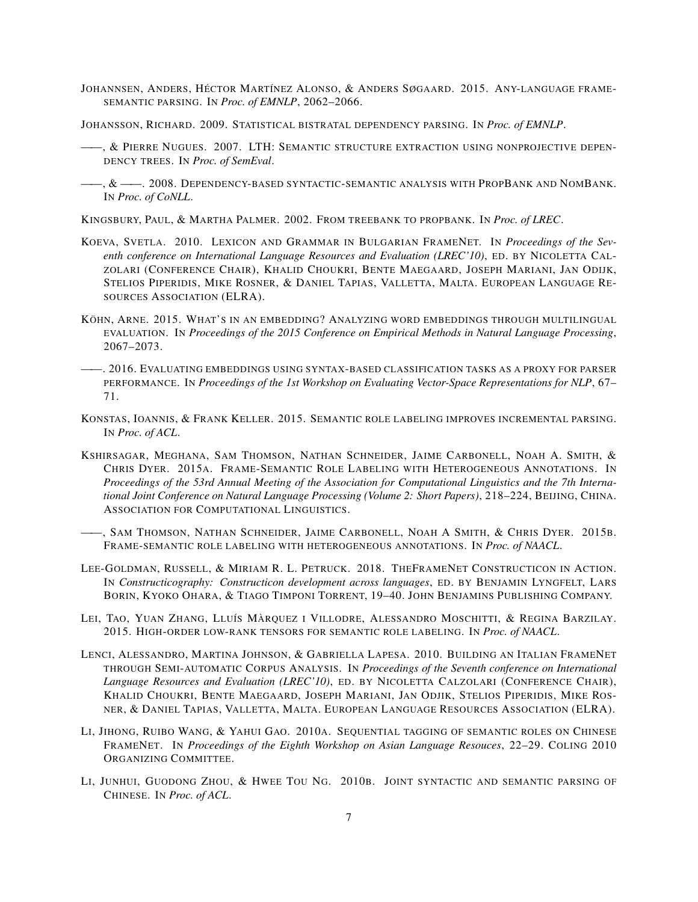Johannsen, Anders, Héctor Martínez Alonso, & Anders Søgaard. 2015. Any-language frame-semantic parsing. In *Proc. of EMNLP*, 2062–2066.

Johansson, Richard. 2009. Statistical bistratal dependency parsing. In *Proc. of EMNLP*.

——, & Pierre Nugues. 2007. LTH: Semantic structure extraction using nonprojective dependency trees. In *Proc. of SemEval*.

——, & ——. 2008. Dependency-based syntactic-semantic analysis with PropBank and NomBank. In *Proc. of CoNLL*.

Kingsbury, Paul, & Martha Palmer. 2002. From treebank to propbank. In *Proc. of LREC*.

Koeva, Svetla. 2010. Lexicon and Grammar in Bulgarian FrameNet. In *Proceedings of the Seventh conference on International Language Resources and Evaluation (LREC'10)*, ed. by Nicoletta Calzolari (Conference Chair), Khalid Choukri, Bente Maegaard, Joseph Mariani, Jan Odijk, Stelios Piperidis, Mike Rosner, & Daniel Tapias, Valletta, Malta. European Language Resources Association (ELRA).

Köhn, Arne. 2015. What's in an embedding? Analyzing word embeddings through multilingual evaluation. In *Proceedings of the 2015 Conference on Empirical Methods in Natural Language Processing*, 2067–2073.

——. 2016. Evaluating embeddings using syntax-based classification tasks as a proxy for parser performance. In *Proceedings of the 1st Workshop on Evaluating Vector-Space Representations for NLP*, 67–71.

Konstas, Ioannis, & Frank Keller. 2015. Semantic role labeling improves incremental parsing. In *Proc. of ACL*.

Kshirsagar, Meghana, Sam Thomson, Nathan Schneider, Jaime Carbonell, Noah A. Smith, & Chris Dyer. 2015a. Frame-Semantic Role Labeling with Heterogeneous Annotations. In *Proceedings of the 53rd Annual Meeting of the Association for Computational Linguistics and the 7th International Joint Conference on Natural Language Processing (Volume 2: Short Papers)*, 218–224, Beijing, China. Association for Computational Linguistics.

——, Sam Thomson, Nathan Schneider, Jaime Carbonell, Noah A Smith, & Chris Dyer. 2015b. Frame-semantic role labeling with heterogeneous annotations. In *Proc. of NAACL*.

Lee-Goldman, Russell, & Miriam R. L. Petruck. 2018. TheFrameNet Constructicon in Action. In *Constructicography: Constructicon development across languages*, ed. by Benjamin Lyngfelt, Lars Borin, Kyoko Ohara, & Tiago Timponi Torrent, 19–40. John Benjamins Publishing Company.

Lei, Tao, Yuan Zhang, Lluís Màrquez i Villodre, Alessandro Moschitti, & Regina Barzilay. 2015. High-order low-rank tensors for semantic role labeling. In *Proc. of NAACL*.

Lenci, Alessandro, Martina Johnson, & Gabriella Lapesa. 2010. Building an Italian FrameNet through Semi-automatic Corpus Analysis. In *Proceedings of the Seventh conference on International Language Resources and Evaluation (LREC'10)*, ed. by Nicoletta Calzolari (Conference Chair), Khalid Choukri, Bente Maegaard, Joseph Mariani, Jan Odjik, Stelios Piperidis, Mike Rosner, & Daniel Tapias, Valletta, Malta. European Language Resources Association (ELRA).

Li, Jihong, Ruibo Wang, & Yahui Gao. 2010a. Sequential tagging of semantic roles on Chinese FrameNet. In *Proceedings of the Eighth Workshop on Asian Language Resouces*, 22–29. Coling 2010 Organizing Committee.

Li, Junhui, Guodong Zhou, & Hwee Tou Ng. 2010b. Joint syntactic and semantic parsing of Chinese. In *Proc. of ACL*.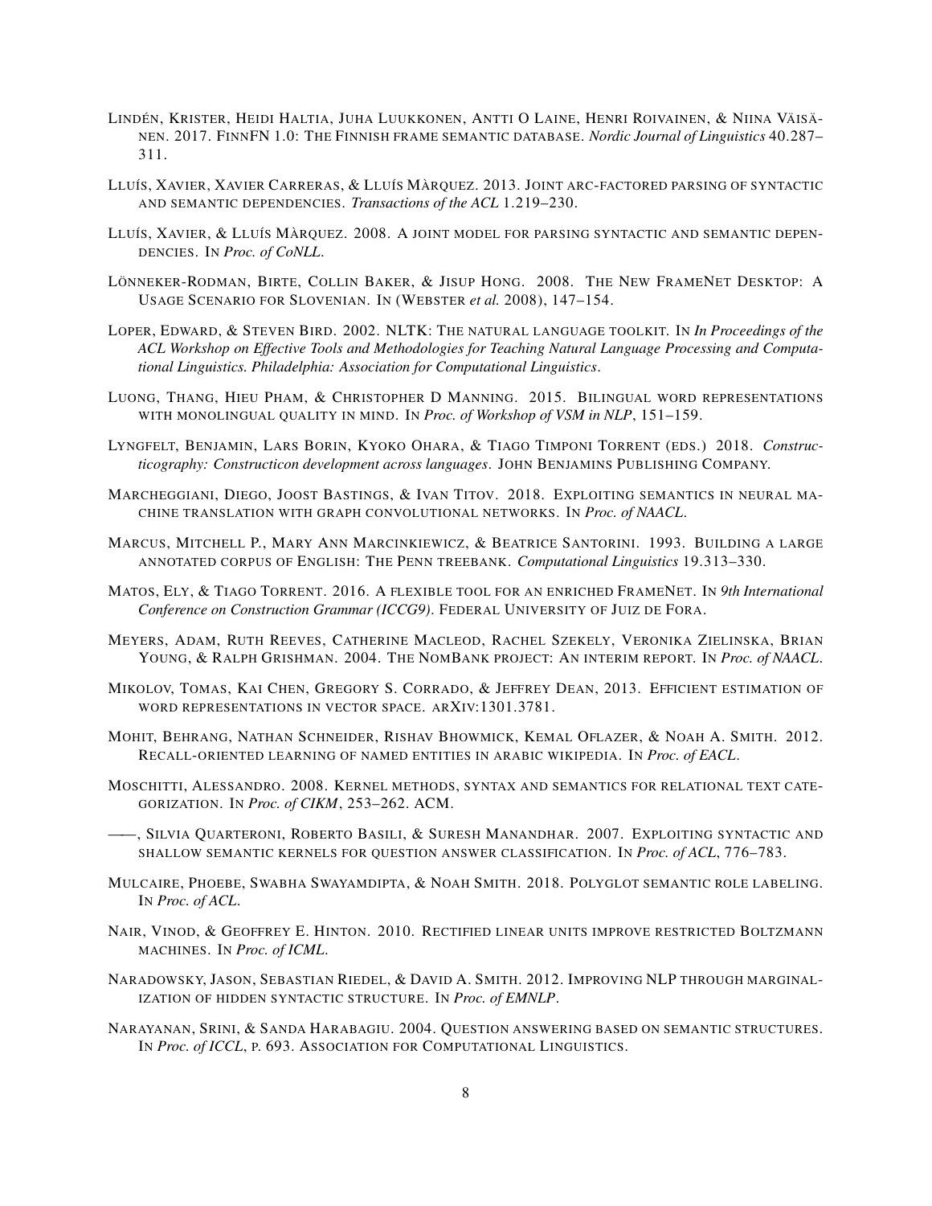Lindén, Krister, Heidi Haltia, Juha Luukkonen, Antti O Laine, Henri Roivainen, & Niina Väisänen. 2017. FinnFN 1.0: The Finnish frame semantic database. *Nordic Journal of Linguistics* 40.287–311.

Lluís, Xavier, Xavier Carreras, & Lluís Màrquez. 2013. Joint arc-factored parsing of syntactic and semantic dependencies. *Transactions of the ACL* 1.219–230.

Lluís, Xavier, & Lluís Màrquez. 2008. A joint model for parsing syntactic and semantic dependencies. In *Proc. of CoNLL*.

Lönneker-Rodman, Birte, Collin Baker, & Jisup Hong. 2008. The New FrameNet Desktop: A Usage Scenario for Slovenian. In (Webster *et al.* 2008), 147–154.

Loper, Edward, & Steven Bird. 2002. NLTK: The natural language toolkit. In *In Proceedings of the ACL Workshop on Effective Tools and Methodologies for Teaching Natural Language Processing and Computational Linguistics. Philadelphia: Association for Computational Linguistics*.

Luong, Thang, Hieu Pham, & Christopher D Manning. 2015. Bilingual word representations with monolingual quality in mind. In *Proc. of Workshop of VSM in NLP*, 151–159.

Lyngfelt, Benjamin, Lars Borin, Kyoko Ohara, & Tiago Timponi Torrent (eds.) 2018. *Constructicography: Constructicon development across languages*. John Benjamins Publishing Company.

Marcheggiani, Diego, Joost Bastings, & Ivan Titov. 2018. Exploiting semantics in neural machine translation with graph convolutional networks. In *Proc. of NAACL*.

Marcus, Mitchell P., Mary Ann Marcinkiewicz, & Beatrice Santorini. 1993. Building a large annotated corpus of English: The Penn treebank. *Computational Linguistics* 19.313–330.

Matos, Ely, & Tiago Torrent. 2016. A flexible tool for an enriched FrameNet. In *9th International Conference on Construction Grammar (ICCG9)*. Federal University of Juiz de Fora.

Meyers, Adam, Ruth Reeves, Catherine Macleod, Rachel Szekely, Veronika Zielinska, Brian Young, & Ralph Grishman. 2004. The NomBank project: An interim report. In *Proc. of NAACL*.

Mikolov, Tomas, Kai Chen, Gregory S. Corrado, & Jeffrey Dean, 2013. Efficient estimation of word representations in vector space. arXiv:1301.3781.

Mohit, Behrang, Nathan Schneider, Rishav Bhowmick, Kemal Oflazer, & Noah A. Smith. 2012. Recall-oriented learning of named entities in arabic wikipedia. In *Proc. of EACL*.

Moschitti, Alessandro. 2008. Kernel methods, syntax and semantics for relational text categorization. In *Proc. of CIKM*, 253–262. ACM.

——, Silvia Quarteroni, Roberto Basili, & Suresh Manandhar. 2007. Exploiting syntactic and shallow semantic kernels for question answer classification. In *Proc. of ACL*, 776–783.

Mulcaire, Phoebe, Swabha Swayamdipta, & Noah Smith. 2018. Polyglot semantic role labeling. In *Proc. of ACL*.

Nair, Vinod, & Geoffrey E. Hinton. 2010. Rectified linear units improve restricted Boltzmann machines. In *Proc. of ICML*.

Naradowsky, Jason, Sebastian Riedel, & David A. Smith. 2012. Improving NLP through marginalization of hidden syntactic structure. In *Proc. of EMNLP*.

Narayanan, Srini, & Sanda Harabagiu. 2004. Question answering based on semantic structures. In *Proc. of ICCL*, p. 693. Association for Computational Linguistics.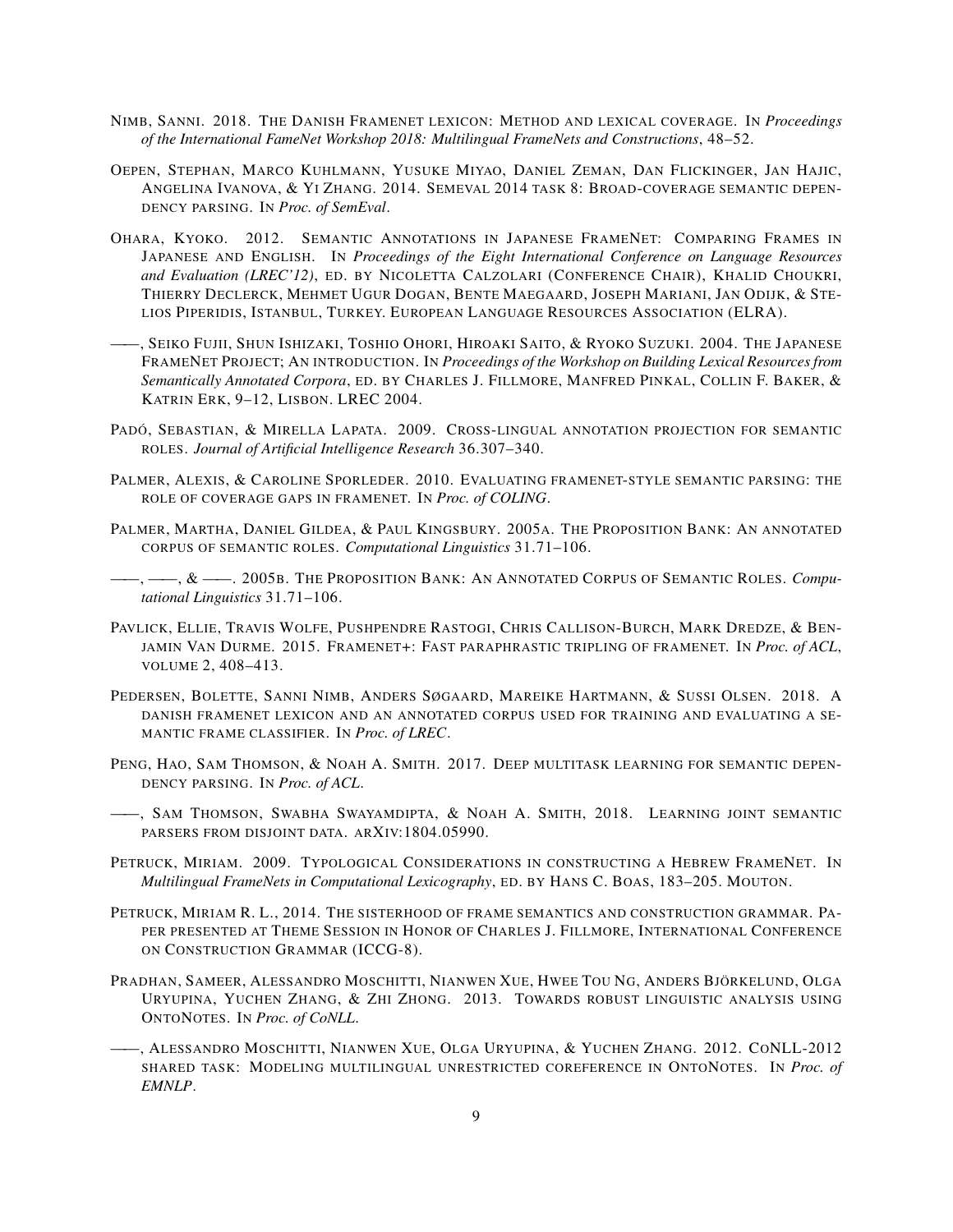Nimb, Sanni. 2018. The Danish Framenet lexicon: Method and lexical coverage. In *Proceedings of the International FameNet Workshop 2018: Multilingual FrameNets and Constructions*, 48–52.

Oepen, Stephan, Marco Kuhlmann, Yusuke Miyao, Daniel Zeman, Dan Flickinger, Jan Hajic, Angelina Ivanova, & Yi Zhang. 2014. Semeval 2014 task 8: Broad-coverage semantic dependency parsing. In *Proc. of SemEval*.

Ohara, Kyoko. 2012. Semantic Annotations in Japanese FrameNet: Comparing Frames in Japanese and English. In *Proceedings of the Eight International Conference on Language Resources and Evaluation (LREC'12)*, ed. by Nicoletta Calzolari (Conference Chair), Khalid Choukri, Thierry Declerck, Mehmet Ugur Dogan, Bente Maegaard, Joseph Mariani, Jan Odijk, & Stelios Piperidis, Istanbul, Turkey. European Language Resources Association (ELRA).

——, Seiko Fujii, Shun Ishizaki, Toshio Ohori, Hiroaki Saito, & Ryoko Suzuki. 2004. The Japanese FrameNet Project; An introduction. In *Proceedings of the Workshop on Building Lexical Resources from Semantically Annotated Corpora*, ed. by Charles J. Fillmore, Manfred Pinkal, Collin F. Baker, & Katrin Erk, 9–12, Lisbon. LREC 2004.

Padó, Sebastian, & Mirella Lapata. 2009. Cross-lingual annotation projection for semantic roles. *Journal of Artificial Intelligence Research* 36.307–340.

Palmer, Alexis, & Caroline Sporleder. 2010. Evaluating framenet-style semantic parsing: the role of coverage gaps in framenet. In *Proc. of COLING*.

Palmer, Martha, Daniel Gildea, & Paul Kingsbury. 2005a. The Proposition Bank: An annotated corpus of semantic roles. *Computational Linguistics* 31.71–106.

——, ——, & ——. 2005b. The Proposition Bank: An Annotated Corpus of Semantic Roles. *Computational Linguistics* 31.71–106.

Pavlick, Ellie, Travis Wolfe, Pushpendre Rastogi, Chris Callison-Burch, Mark Dredze, & Benjamin Van Durme. 2015. Framenet+: Fast paraphrastic tripling of framenet. In *Proc. of ACL*, volume 2, 408–413.

Pedersen, Bolette, Sanni Nimb, Anders Søgaard, Mareike Hartmann, & Sussi Olsen. 2018. A danish framenet lexicon and an annotated corpus used for training and evaluating a semantic frame classifier. In *Proc. of LREC*.

Peng, Hao, Sam Thomson, & Noah A. Smith. 2017. Deep multitask learning for semantic dependency parsing. In *Proc. of ACL*.

——, Sam Thomson, Swabha Swayamdipta, & Noah A. Smith, 2018. Learning joint semantic parsers from disjoint data. arXiv:1804.05990.

Petruck, Miriam. 2009. Typological Considerations in constructing a Hebrew FrameNet. In *Multilingual FrameNets in Computational Lexicography*, ed. by Hans C. Boas, 183–205. Mouton.

Petruck, Miriam R. L., 2014. The sisterhood of frame semantics and construction grammar. Paper presented at Theme Session in Honor of Charles J. Fillmore, International Conference on Construction Grammar (ICCG-8).

Pradhan, Sameer, Alessandro Moschitti, Nianwen Xue, Hwee Tou Ng, Anders Björkelund, Olga Uryupina, Yuchen Zhang, & Zhi Zhong. 2013. Towards robust linguistic analysis using OntoNotes. In *Proc. of CoNLL*.

——, Alessandro Moschitti, Nianwen Xue, Olga Uryupina, & Yuchen Zhang. 2012. CoNLL-2012 shared task: Modeling multilingual unrestricted coreference in OntoNotes. In *Proc. of EMNLP*.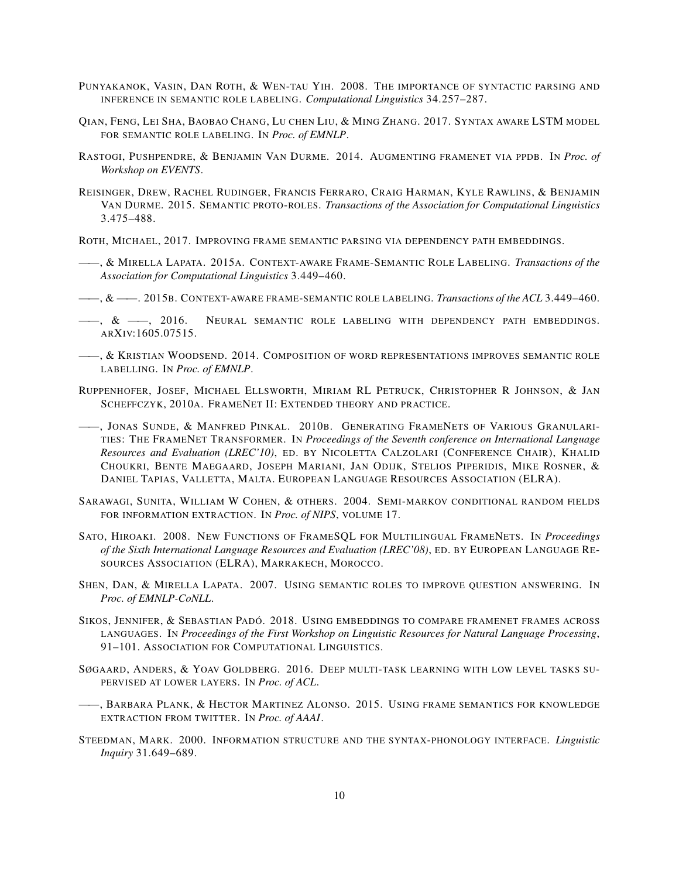PUNYAKANOK, VASIN, DAN ROTH, & WEN-TAU YIH. 2008. THE IMPORTANCE OF SYNTACTIC PARSING AND INFERENCE IN SEMANTIC ROLE LABELING. *Computational Linguistics* 34.257–287.

QIAN, FENG, LEI SHA, BAOBAO CHANG, LU CHEN LIU, & MING ZHANG. 2017. SYNTAX AWARE LSTM MODEL FOR SEMANTIC ROLE LABELING. IN *Proc. of EMNLP*.

RASTOGI, PUSHPENDRE, & BENJAMIN VAN DURME. 2014. AUGMENTING FRAMENET VIA PPDB. IN *Proc. of Workshop on EVENTS*.

REISINGER, DREW, RACHEL RUDINGER, FRANCIS FERRARO, CRAIG HARMAN, KYLE RAWLINS, & BENJAMIN VAN DURME. 2015. SEMANTIC PROTO-ROLES. *Transactions of the Association for Computational Linguistics* 3.475–488.

ROTH, MICHAEL, 2017. IMPROVING FRAME SEMANTIC PARSING VIA DEPENDENCY PATH EMBEDDINGS.

——, & MIRELLA LAPATA. 2015A. CONTEXT-AWARE FRAME-SEMANTIC ROLE LABELING. *Transactions of the Association for Computational Linguistics* 3.449–460.

——, & ——. 2015B. CONTEXT-AWARE FRAME-SEMANTIC ROLE LABELING. *Transactions of the ACL* 3.449–460.

——, & ——, 2016. NEURAL SEMANTIC ROLE LABELING WITH DEPENDENCY PATH EMBEDDINGS. ARXIV:1605.07515.

——, & KRISTIAN WOODSEND. 2014. COMPOSITION OF WORD REPRESENTATIONS IMPROVES SEMANTIC ROLE LABELLING. IN *Proc. of EMNLP*.

RUPPENHOFER, JOSEF, MICHAEL ELLSWORTH, MIRIAM RL PETRUCK, CHRISTOPHER R JOHNSON, & JAN SCHEFFCZYK, 2010A. FRAMENET II: EXTENDED THEORY AND PRACTICE.

——, JONAS SUNDE, & MANFRED PINKAL. 2010B. GENERATING FRAMENETS OF VARIOUS GRANULARITIES: THE FRAMENET TRANSFORMER. IN *Proceedings of the Seventh conference on International Language Resources and Evaluation (LREC'10)*, ED. BY NICOLETTA CALZOLARI (CONFERENCE CHAIR), KHALID CHOUKRI, BENTE MAEGAARD, JOSEPH MARIANI, JAN ODIJK, STELIOS PIPERIDIS, MIKE ROSNER, & DANIEL TAPIAS, VALLETTA, MALTA. EUROPEAN LANGUAGE RESOURCES ASSOCIATION (ELRA).

SARAWAGI, SUNITA, WILLIAM W COHEN, & OTHERS. 2004. SEMI-MARKOV CONDITIONAL RANDOM FIELDS FOR INFORMATION EXTRACTION. IN *Proc. of NIPS*, VOLUME 17.

SATO, HIROAKI. 2008. NEW FUNCTIONS OF FRAMESQL FOR MULTILINGUAL FRAMENETS. IN *Proceedings of the Sixth International Language Resources and Evaluation (LREC'08)*, ED. BY EUROPEAN LANGUAGE RESOURCES ASSOCIATION (ELRA), MARRAKECH, MOROCCO.

SHEN, DAN, & MIRELLA LAPATA. 2007. USING SEMANTIC ROLES TO IMPROVE QUESTION ANSWERING. IN *Proc. of EMNLP-CoNLL*.

SIKOS, JENNIFER, & SEBASTIAN PADÓ. 2018. USING EMBEDDINGS TO COMPARE FRAMENET FRAMES ACROSS LANGUAGES. IN *Proceedings of the First Workshop on Linguistic Resources for Natural Language Processing*, 91–101. ASSOCIATION FOR COMPUTATIONAL LINGUISTICS.

SØGAARD, ANDERS, & YOAV GOLDBERG. 2016. DEEP MULTI-TASK LEARNING WITH LOW LEVEL TASKS SUPERVISED AT LOWER LAYERS. IN *Proc. of ACL*.

——, BARBARA PLANK, & HECTOR MARTINEZ ALONSO. 2015. USING FRAME SEMANTICS FOR KNOWLEDGE EXTRACTION FROM TWITTER. IN *Proc. of AAAI*.

STEEDMAN, MARK. 2000. INFORMATION STRUCTURE AND THE SYNTAX-PHONOLOGY INTERFACE. *Linguistic Inquiry* 31.649–689.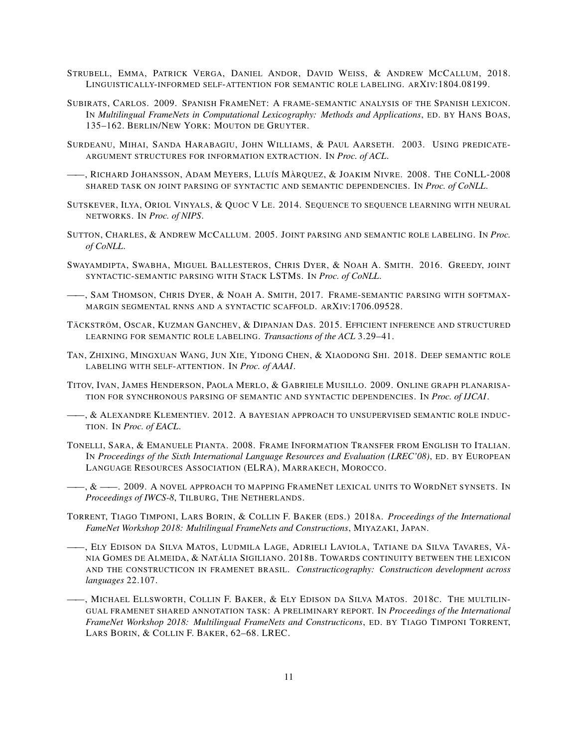Strubell, Emma, Patrick Verga, Daniel Andor, David Weiss, & Andrew McCallum, 2018. Linguistically-informed self-attention for semantic role labeling. arXiv:1804.08199.

Subirats, Carlos. 2009. Spanish FrameNet: A frame-semantic analysis of the Spanish lexicon. In *Multilingual FrameNets in Computational Lexicography: Methods and Applications*, ed. by Hans Boas, 135–162. Berlin/New York: Mouton de Gruyter.

Surdeanu, Mihai, Sanda Harabagiu, John Williams, & Paul Aarseth. 2003. Using predicate-argument structures for information extraction. In *Proc. of ACL*.

——, Richard Johansson, Adam Meyers, Lluís Màrquez, & Joakim Nivre. 2008. The CoNLL-2008 shared task on joint parsing of syntactic and semantic dependencies. In *Proc. of CoNLL*.

Sutskever, Ilya, Oriol Vinyals, & Quoc V Le. 2014. Sequence to sequence learning with neural networks. In *Proc. of NIPS*.

Sutton, Charles, & Andrew McCallum. 2005. Joint parsing and semantic role labeling. In *Proc. of CoNLL*.

Swayamdipta, Swabha, Miguel Ballesteros, Chris Dyer, & Noah A. Smith. 2016. Greedy, joint syntactic-semantic parsing with Stack LSTMs. In *Proc. of CoNLL*.

——, Sam Thomson, Chris Dyer, & Noah A. Smith, 2017. Frame-semantic parsing with softmax-margin segmental rnns and a syntactic scaffold. arXiv:1706.09528.

Täckström, Oscar, Kuzman Ganchev, & Dipanjan Das. 2015. Efficient inference and structured learning for semantic role labeling. *Transactions of the ACL* 3.29–41.

Tan, Zhixing, Mingxuan Wang, Jun Xie, Yidong Chen, & Xiaodong Shi. 2018. Deep semantic role labeling with self-attention. In *Proc. of AAAI*.

Titov, Ivan, James Henderson, Paola Merlo, & Gabriele Musillo. 2009. Online graph planarisation for synchronous parsing of semantic and syntactic dependencies. In *Proc. of IJCAI*.

——, & Alexandre Klementiev. 2012. A bayesian approach to unsupervised semantic role induction. In *Proc. of EACL*.

Tonelli, Sara, & Emanuele Pianta. 2008. Frame Information Transfer from English to Italian. In *Proceedings of the Sixth International Language Resources and Evaluation (LREC'08)*, ed. by European Language Resources Association (ELRA), Marrakech, Morocco.

——, & ——. 2009. A novel approach to mapping FrameNet lexical units to WordNet synsets. In *Proceedings of IWCS-8*, Tilburg, The Netherlands.

Torrent, Tiago Timponi, Lars Borin, & Collin F. Baker (eds.) 2018a. *Proceedings of the International FameNet Workshop 2018: Multilingual FrameNets and Constructions*, Miyazaki, Japan.

——, Ely Edison da Silva Matos, Ludmila Lage, Adrieli Laviola, Tatiane da Silva Tavares, Vânia Gomes de Almeida, & Natália Sigiliano. 2018b. Towards continuity between the lexicon and the constructicon in framenet brasil. *Constructicography: Constructicon development across languages* 22.107.

——, Michael Ellsworth, Collin F. Baker, & Ely Edison da Silva Matos. 2018c. The multilingual framenet shared annotation task: A preliminary report. In *Proceedings of the International FrameNet Workshop 2018: Multilingual FrameNets and Constructicons*, ed. by Tiago Timponi Torrent, Lars Borin, & Collin F. Baker, 62–68. LREC.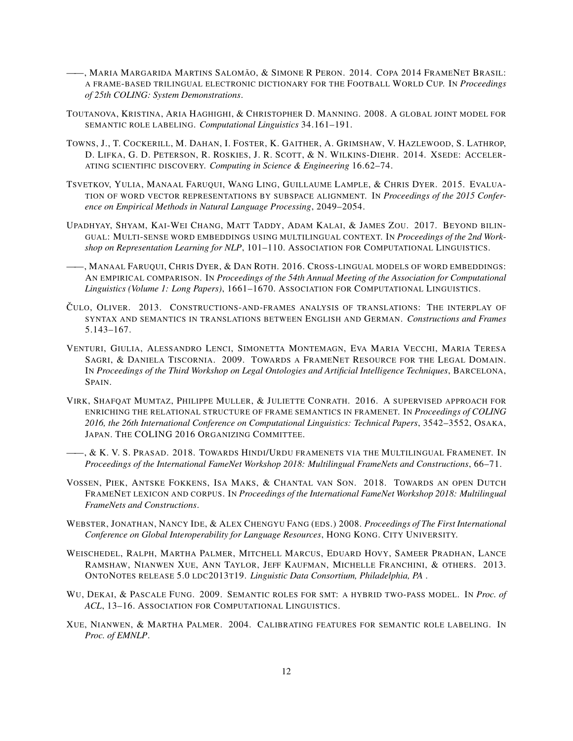——, Maria Margarida Martins Salomão, & Simone R Peron. 2014. Copa 2014 FrameNet Brasil: a frame-based trilingual electronic dictionary for the Football World Cup. In *Proceedings of 25th COLING: System Demonstrations*.

Toutanova, Kristina, Aria Haghighi, & Christopher D. Manning. 2008. A global joint model for semantic role labeling. *Computational Linguistics* 34.161–191.

Towns, J., T. Cockerill, M. Dahan, I. Foster, K. Gaither, A. Grimshaw, V. Hazlewood, S. Lathrop, D. Lifka, G. D. Peterson, R. Roskies, J. R. Scott, & N. Wilkins-Diehr. 2014. Xsede: Accelerating scientific discovery. *Computing in Science & Engineering* 16.62–74.

Tsvetkov, Yulia, Manaal Faruqui, Wang Ling, Guillaume Lample, & Chris Dyer. 2015. Evaluation of word vector representations by subspace alignment. In *Proceedings of the 2015 Conference on Empirical Methods in Natural Language Processing*, 2049–2054.

Upadhyay, Shyam, Kai-Wei Chang, Matt Taddy, Adam Kalai, & James Zou. 2017. Beyond bilingual: Multi-sense word embeddings using multilingual context. In *Proceedings of the 2nd Workshop on Representation Learning for NLP*, 101–110. Association for Computational Linguistics.

——, Manaal Faruqui, Chris Dyer, & Dan Roth. 2016. Cross-lingual models of word embeddings: An empirical comparison. In *Proceedings of the 54th Annual Meeting of the Association for Computational Linguistics (Volume 1: Long Papers)*, 1661–1670. Association for Computational Linguistics.

Čulo, Oliver. 2013. Constructions-and-frames analysis of translations: The interplay of syntax and semantics in translations between English and German. *Constructions and Frames* 5.143–167.

Venturi, Giulia, Alessandro Lenci, Simonetta Montemagn, Eva Maria Vecchi, Maria Teresa Sagri, & Daniela Tiscornia. 2009. Towards a FrameNet Resource for the Legal Domain. In *Proceedings of the Third Workshop on Legal Ontologies and Artificial Intelligence Techniques*, Barcelona, Spain.

Virk, Shafqat Mumtaz, Philippe Muller, & Juliette Conrath. 2016. A supervised approach for enriching the relational structure of frame semantics in framenet. In *Proceedings of COLING 2016, the 26th International Conference on Computational Linguistics: Technical Papers*, 3542–3552, Osaka, Japan. The COLING 2016 Organizing Committee.

——, & K. V. S. Prasad. 2018. Towards Hindi/Urdu framenets via the Multilingual Framenet. In *Proceedings of the International FameNet Workshop 2018: Multilingual FrameNets and Constructions*, 66–71.

Vossen, Piek, Antske Fokkens, Isa Maks, & Chantal van Son. 2018. Towards an open Dutch FrameNet lexicon and corpus. In *Proceedings of the International FameNet Workshop 2018: Multilingual FrameNets and Constructions*.

Webster, Jonathan, Nancy Ide, & Alex Chengyu Fang (eds.) 2008. *Proceedings of The First International Conference on Global Interoperability for Language Resources*, Hong Kong. City University.

Weischedel, Ralph, Martha Palmer, Mitchell Marcus, Eduard Hovy, Sameer Pradhan, Lance Ramshaw, Nianwen Xue, Ann Taylor, Jeff Kaufman, Michelle Franchini, & others. 2013. OntoNotes release 5.0 ldc2013t19. *Linguistic Data Consortium, Philadelphia, PA* .

Wu, Dekai, & Pascale Fung. 2009. Semantic roles for smt: a hybrid two-pass model. In *Proc. of ACL*, 13–16. Association for Computational Linguistics.

Xue, Nianwen, & Martha Palmer. 2004. Calibrating features for semantic role labeling. In *Proc. of EMNLP*.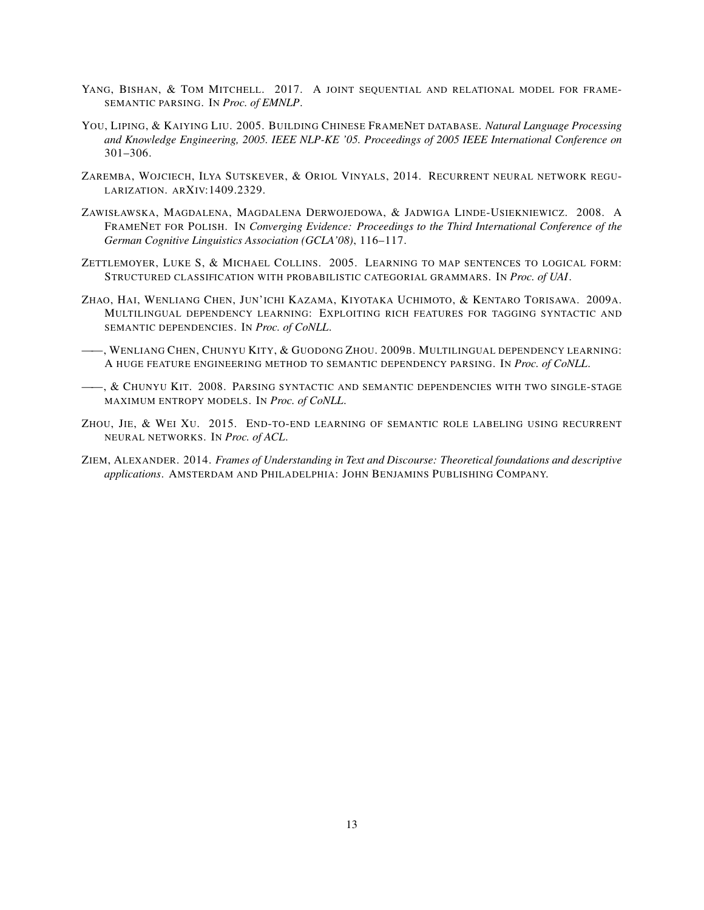Yang, Bishan, & Tom Mitchell. 2017. A joint sequential and relational model for frame-semantic parsing. In *Proc. of EMNLP*.

You, Liping, & Kaiying Liu. 2005. Building Chinese FrameNet database. *Natural Language Processing and Knowledge Engineering, 2005. IEEE NLP-KE '05. Proceedings of 2005 IEEE International Conference on* 301–306.

Zaremba, Wojciech, Ilya Sutskever, & Oriol Vinyals, 2014. Recurrent neural network regularization. arXiv:1409.2329.

Zawisławska, Magdalena, Magdalena Derwojedowa, & Jadwiga Linde-Usiekniewicz. 2008. A FrameNet for Polish. In *Converging Evidence: Proceedings to the Third International Conference of the German Cognitive Linguistics Association (GCLA'08)*, 116–117.

Zettlemoyer, Luke S, & Michael Collins. 2005. Learning to map sentences to logical form: Structured classification with probabilistic categorial grammars. In *Proc. of UAI*.

Zhao, Hai, Wenliang Chen, Jun'ichi Kazama, Kiyotaka Uchimoto, & Kentaro Torisawa. 2009a. Multilingual dependency learning: Exploiting rich features for tagging syntactic and semantic dependencies. In *Proc. of CoNLL*.

——, Wenliang Chen, Chunyu Kity, & Guodong Zhou. 2009b. Multilingual dependency learning: A huge feature engineering method to semantic dependency parsing. In *Proc. of CoNLL*.

——, & Chunyu Kit. 2008. Parsing syntactic and semantic dependencies with two single-stage maximum entropy models. In *Proc. of CoNLL*.

Zhou, Jie, & Wei Xu. 2015. End-to-end learning of semantic role labeling using recurrent neural networks. In *Proc. of ACL*.

Ziem, Alexander. 2014. *Frames of Understanding in Text and Discourse: Theoretical foundations and descriptive applications*. Amsterdam and Philadelphia: John Benjamins Publishing Company.